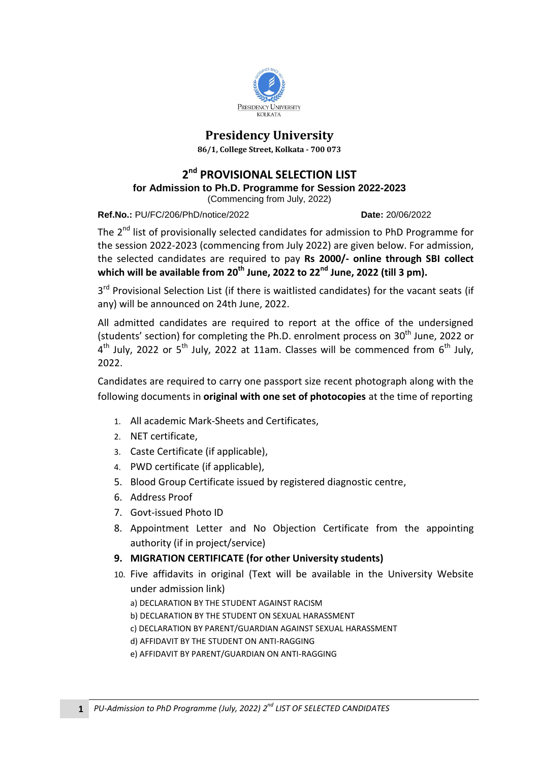# Presidency University

**86/1, College Street, Kolkata - 700 073**

## 2nd PROVISIONAL SELECTION LIST

### for Admission to Ph.D. Programme for Session 2022-2023

(Commencing from July, 2022)

**Ref.No.:** PU/FC/206/PhD/notice/2022 **Date:** 20/06/2022

The 2nd list of provisionally selected candidates for admission to PhD Programme for the session 2022-2023 (commencing from July 2022) are given below. For admission, the selected candidates are required to pay **Rs 2000/- online through SBI collect which will be available from 20th June, 2022 to 22nd June, 2022 (till 3 pm).**

3rd Provisional Selection List (if there is waitlisted candidates) for the vacant seats (if any) will be announced on 24th June, 2022.

All admitted candidates are required to report at the office of the undersigned (students' section) for completing the Ph.D. enrolment process on 30th June, 2022 or 4th July, 2022 or 5th July, 2022 at 11am. Classes will be commenced from 6th July, 2022.

Candidates are required to carry one passport size recent photograph along with the following documents in **original with one set of photocopies** at the time of reporting

1. All academic Mark-Sheets and Certificates,
2. NET certificate,
3. Caste Certificate (if applicable),
4. PWD certificate (if applicable),
5. Blood Group Certificate issued by registered diagnostic centre,
6. Address Proof
7. Govt-issued Photo ID
8. Appointment Letter and No Objection Certificate from the appointing authority (if in project/service)
9. **MIGRATION CERTIFICATE (for other University students)**
10. Five affidavits in original (Text will be available in the University Website under admission link)
    - a) DECLARATION BY THE STUDENT AGAINST RACISM
    - b) DECLARATION BY THE STUDENT ON SEXUAL HARASSMENT
    - c) DECLARATION BY PARENT/GUARDIAN AGAINST SEXUAL HARASSMENT
    - d) AFFIDAVIT BY THE STUDENT ON ANTI-RAGGING
    - e) AFFIDAVIT BY PARENT/GUARDIAN ON ANTI-RAGGING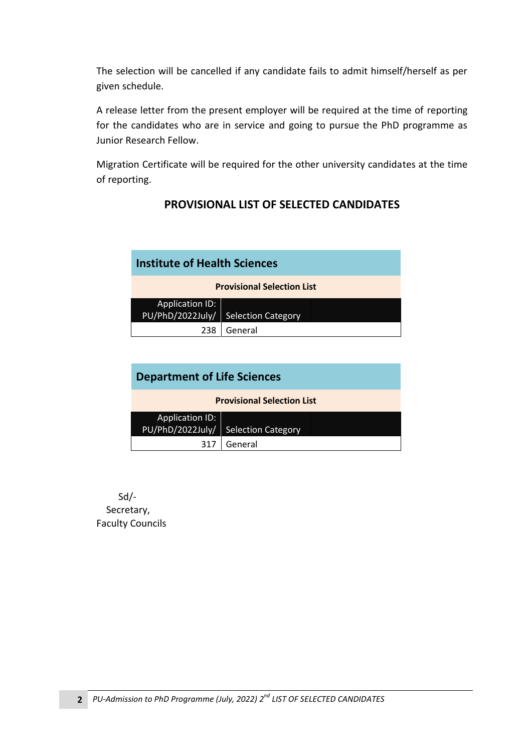The selection will be cancelled if any candidate fails to admit himself/herself as per given schedule.

A release letter from the present employer will be required at the time of reporting for the candidates who are in service and going to pursue the PhD programme as Junior Research Fellow.

Migration Certificate will be required for the other university candidates at the time of reporting.

## PROVISIONAL LIST OF SELECTED CANDIDATES

### Institute of Health Sciences

**Provisional Selection List**

| Application ID: PU/PhD/2022July/ | Selection Category |
|---|---|
| 238 | General |

### Department of Life Sciences

**Provisional Selection List**

| Application ID: PU/PhD/2022July/ | Selection Category |
|---|---|
| 317 | General |

Sd/-
Secretary,
Faculty Councils